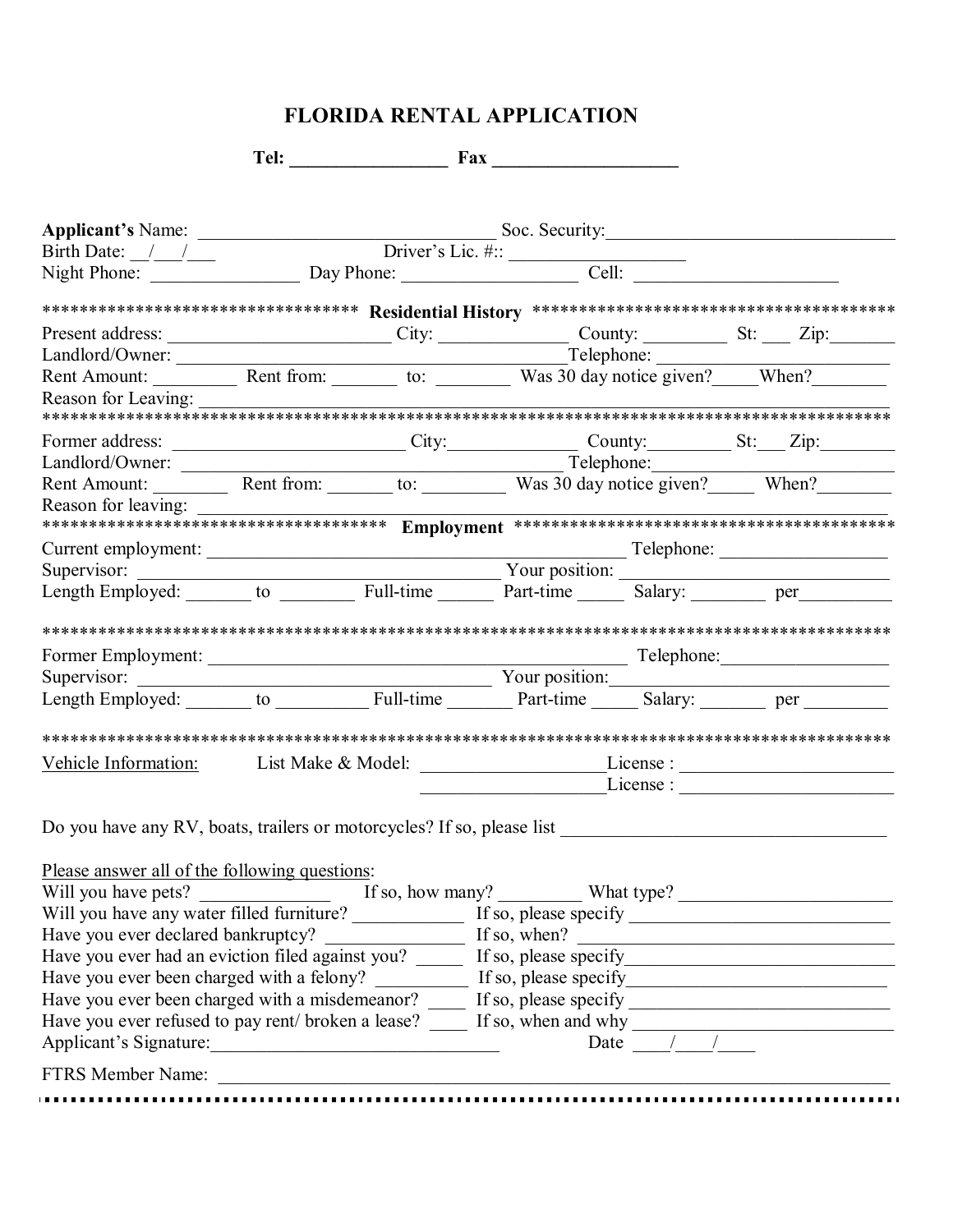# FLORIDA RENTAL APPLICATION

**Tel:** _________________ **Fax** ____________________

**Applicant's** Name: _______________________________ Soc. Security:______________________________
Birth Date: __/___/___ Driver's Lic. #:: ___________________
Night Phone: ________________ Day Phone: ___________________ Cell: _____________________

********************************** **Residential History** **************************************

Present address: _______________________ City: ______________ County: _________ St: ___ Zip:_______
Landlord/Owner: __________________________________________Telephone: ________________________
Rent Amount: _________ Rent from: _______ to: ________ Was 30 day notice given?_____When?________
Reason for Leaving: ________________________________________________________________________

*******************************************************************************************

Former address: ________________________City:_____________ County:_________ St:___ Zip:________
Landlord/Owner: ________________________________________ Telephone:______________________
Rent Amount: ________ Rent from: _______ to: _________ Was 30 day notice given?_____ When?________
Reason for leaving: _______________________________________________________________________

************************************ **Employment** ****************************************

Current employment: ______________________________________________ Telephone: _________________
Supervisor: _______________________________________ Your position: _____________________________
Length Employed: _______ to ________ Full-time ______ Part-time _____ Salary: ________ per__________

*******************************************************************************************

Former Employment: _____________________________________________ Telephone:_________________
Supervisor: _______________________________________ Your position:______________________________
Length Employed: _______ to __________ Full-time _______ Part-time _____ Salary: _______ per _________

*******************************************************************************************

Vehicle Information: List Make & Model: ___________________License : _______________________
___________________License : _______________________

Do you have any RV, boats, trailers or motorcycles? If so, please list ___________________________________

Please answer all of the following questions:
Will you have pets? ______________ If so, how many? ________ What type? _______________________
Will you have any water filled furniture? ____________ If so, please specify ____________________________
Have you ever declared bankruptcy? ______________ If so, when? ________________________________
Have you ever had an eviction filed against you? _____ If so, please specify___________________________
Have you ever been charged with a felony? __________ If so, please specify__________________________
Have you ever been charged with a misdemeanor? ____ If so, please specify __________________________
Have you ever refused to pay rent/ broken a lease? ____ If so, when and why __________________________
Applicant's Signature:______________________________ Date ____/____/____

FTRS Member Name: ______________________________________________________________________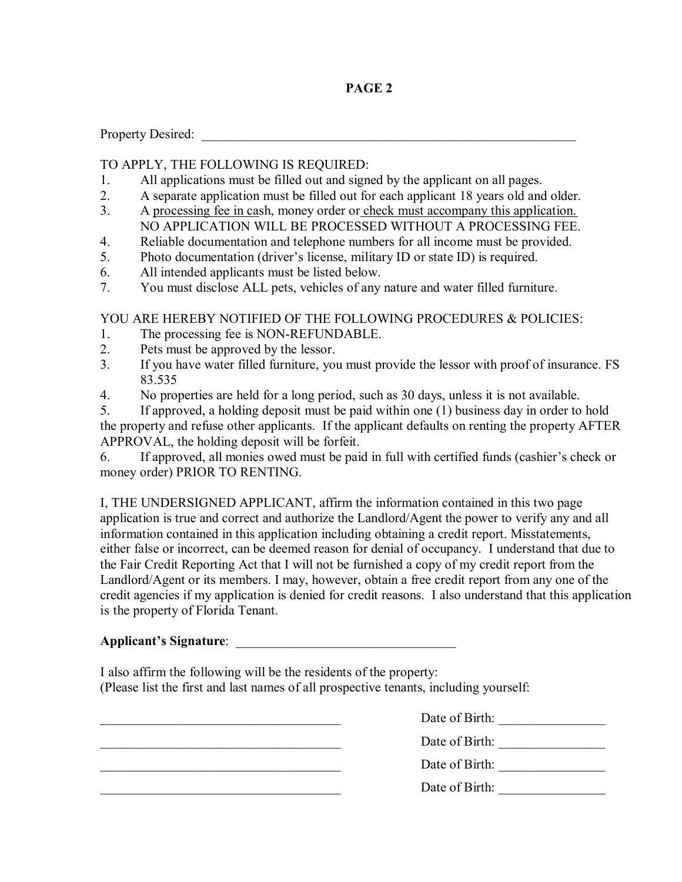**PAGE 2**

Property Desired: ___________________________________________________________

TO APPLY, THE FOLLOWING IS REQUIRED:

1. All applications must be filled out and signed by the applicant on all pages.
2. A separate application must be filled out for each applicant 18 years old and older.
3. A processing fee in cash, money order or check must accompany this application. NO APPLICATION WILL BE PROCESSED WITHOUT A PROCESSING FEE.
4. Reliable documentation and telephone numbers for all income must be provided.
5. Photo documentation (driver's license, military ID or state ID) is required.
6. All intended applicants must be listed below.
7. You must disclose ALL pets, vehicles of any nature and water filled furniture.

YOU ARE HEREBY NOTIFIED OF THE FOLLOWING PROCEDURES & POLICIES:

1. The processing fee is NON-REFUNDABLE.
2. Pets must be approved by the lessor.
3. If you have water filled furniture, you must provide the lessor with proof of insurance. FS 83.535
4. No properties are held for a long period, such as 30 days, unless it is not available.
5. If approved, a holding deposit must be paid within one (1) business day in order to hold the property and refuse other applicants. If the applicant defaults on renting the property AFTER APPROVAL, the holding deposit will be forfeit.
6. If approved, all monies owed must be paid in full with certified funds (cashier's check or money order) PRIOR TO RENTING.

I, THE UNDERSIGNED APPLICANT, affirm the information contained in this two page application is true and correct and authorize the Landlord/Agent the power to verify any and all information contained in this application including obtaining a credit report. Misstatements, either false or incorrect, can be deemed reason for denial of occupancy. I understand that due to the Fair Credit Reporting Act that I will not be furnished a copy of my credit report from the Landlord/Agent or its members. I may, however, obtain a free credit report from any one of the credit agencies if my application is denied for credit reasons. I also understand that this application is the property of Florida Tenant.

**Applicant's Signature**: _________________________________

I also affirm the following will be the residents of the property:
(Please list the first and last names of all prospective tenants, including yourself:

_____________________________________ Date of Birth: ________________

_____________________________________ Date of Birth: ________________

_____________________________________ Date of Birth: ________________

_____________________________________ Date of Birth: ________________